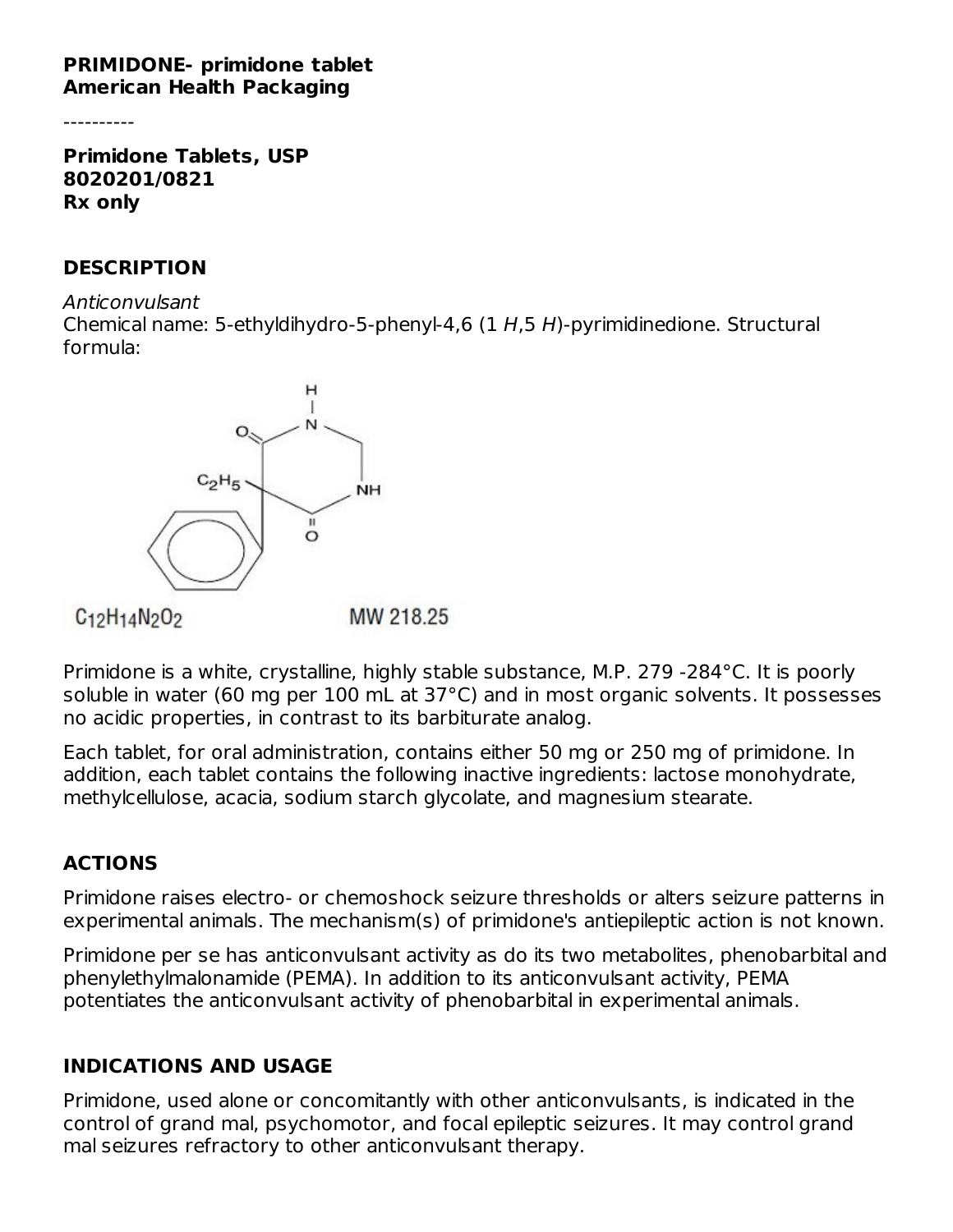**PRIMIDONE- primidone tablet**
**American Health Packaging**

----------

**Primidone Tablets, USP**
**8020201/0821**
**Rx only**

## DESCRIPTION

*Anticonvulsant*

Chemical name: 5-ethyldihydro-5-phenyl-4,6 (1 *H*,5 *H*)-pyrimidinedione. Structural formula:

$C_{12}H_{14}N_2O_2$ MW 218.25

Primidone is a white, crystalline, highly stable substance, M.P. 279 -284°C. It is poorly soluble in water (60 mg per 100 mL at 37°C) and in most organic solvents. It possesses no acidic properties, in contrast to its barbiturate analog.

Each tablet, for oral administration, contains either 50 mg or 250 mg of primidone. In addition, each tablet contains the following inactive ingredients: lactose monohydrate, methylcellulose, acacia, sodium starch glycolate, and magnesium stearate.

## ACTIONS

Primidone raises electro- or chemoshock seizure thresholds or alters seizure patterns in experimental animals. The mechanism(s) of primidone's antiepileptic action is not known.

Primidone per se has anticonvulsant activity as do its two metabolites, phenobarbital and phenylethylmalonamide (PEMA). In addition to its anticonvulsant activity, PEMA potentiates the anticonvulsant activity of phenobarbital in experimental animals.

## INDICATIONS AND USAGE

Primidone, used alone or concomitantly with other anticonvulsants, is indicated in the control of grand mal, psychomotor, and focal epileptic seizures. It may control grand mal seizures refractory to other anticonvulsant therapy.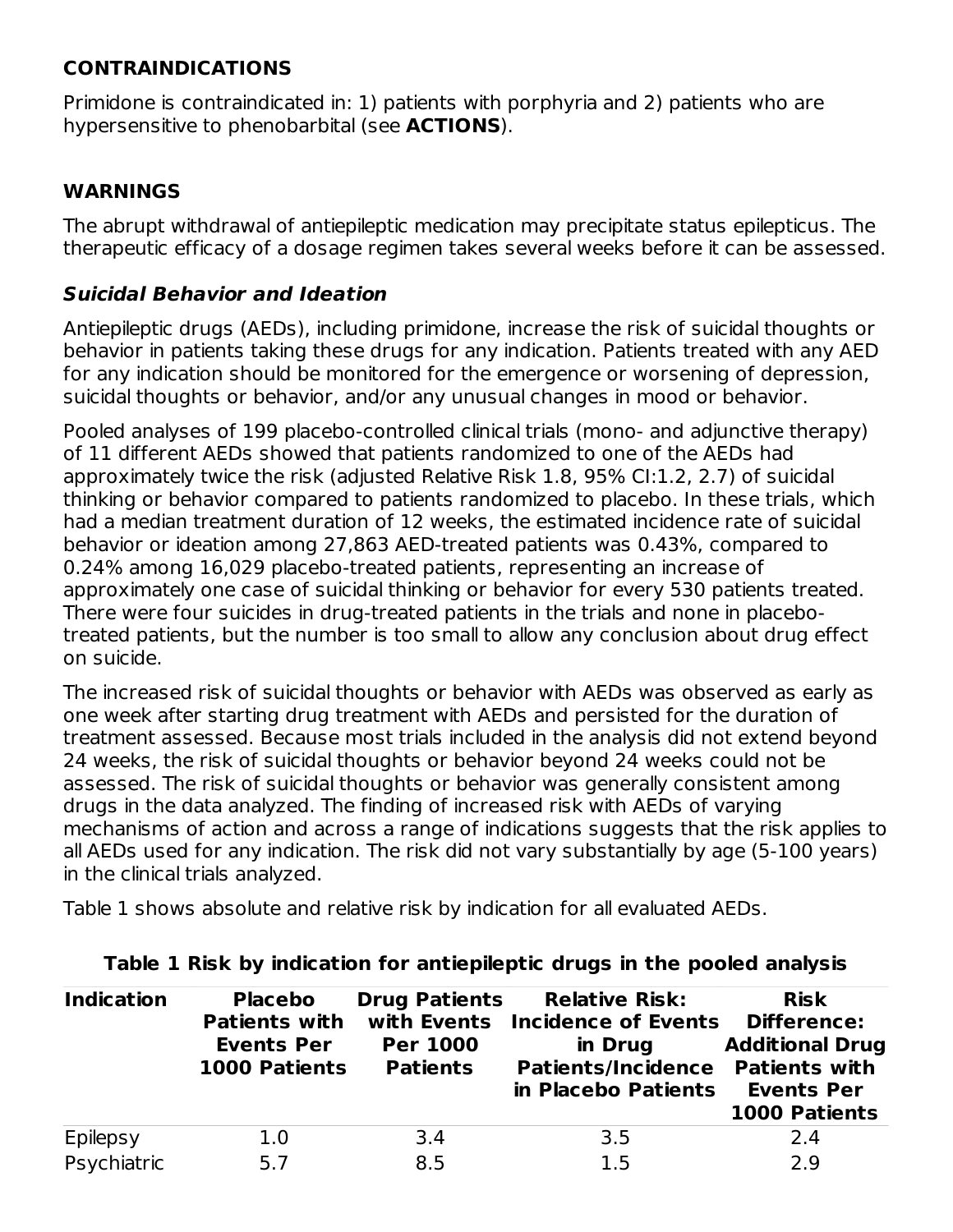## CONTRAINDICATIONS

Primidone is contraindicated in: 1) patients with porphyria and 2) patients who are hypersensitive to phenobarbital (see **ACTIONS**).

## WARNINGS

The abrupt withdrawal of antiepileptic medication may precipitate status epilepticus. The therapeutic efficacy of a dosage regimen takes several weeks before it can be assessed.

### *Suicidal Behavior and Ideation*

Antiepileptic drugs (AEDs), including primidone, increase the risk of suicidal thoughts or behavior in patients taking these drugs for any indication. Patients treated with any AED for any indication should be monitored for the emergence or worsening of depression, suicidal thoughts or behavior, and/or any unusual changes in mood or behavior.

Pooled analyses of 199 placebo-controlled clinical trials (mono- and adjunctive therapy) of 11 different AEDs showed that patients randomized to one of the AEDs had approximately twice the risk (adjusted Relative Risk 1.8, 95% CI:1.2, 2.7) of suicidal thinking or behavior compared to patients randomized to placebo. In these trials, which had a median treatment duration of 12 weeks, the estimated incidence rate of suicidal behavior or ideation among 27,863 AED-treated patients was 0.43%, compared to 0.24% among 16,029 placebo-treated patients, representing an increase of approximately one case of suicidal thinking or behavior for every 530 patients treated. There were four suicides in drug-treated patients in the trials and none in placebo-treated patients, but the number is too small to allow any conclusion about drug effect on suicide.

The increased risk of suicidal thoughts or behavior with AEDs was observed as early as one week after starting drug treatment with AEDs and persisted for the duration of treatment assessed. Because most trials included in the analysis did not extend beyond 24 weeks, the risk of suicidal thoughts or behavior beyond 24 weeks could not be assessed. The risk of suicidal thoughts or behavior was generally consistent among drugs in the data analyzed. The finding of increased risk with AEDs of varying mechanisms of action and across a range of indications suggests that the risk applies to all AEDs used for any indication. The risk did not vary substantially by age (5-100 years) in the clinical trials analyzed.

Table 1 shows absolute and relative risk by indication for all evaluated AEDs.

**Table 1 Risk by indication for antiepileptic drugs in the pooled analysis**

| Indication | Placebo Patients with Events Per 1000 Patients | Drug Patients with Events Per 1000 Patients | Relative Risk: Incidence of Events in Drug Patients/Incidence in Placebo Patients | Risk Difference: Additional Drug Patients with Events Per 1000 Patients |
|---|---|---|---|---|
| Epilepsy | 1.0 | 3.4 | 3.5 | 2.4 |
| Psychiatric | 5.7 | 8.5 | 1.5 | 2.9 |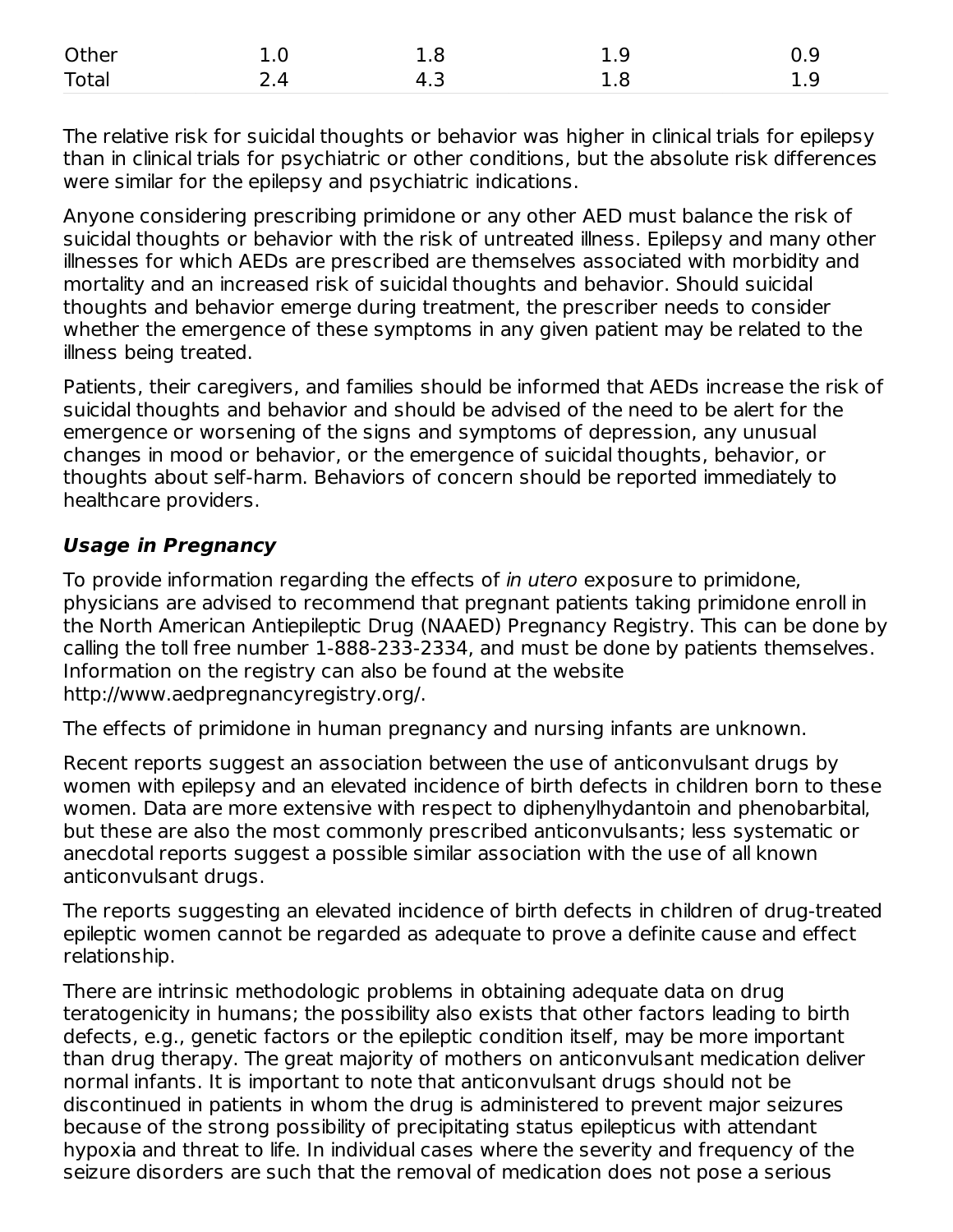| | | | | |
|---|---|---|---|---|
| Other | 1.0 | 1.8 | 1.9 | 0.9 |
| Total | 2.4 | 4.3 | 1.8 | 1.9 |

The relative risk for suicidal thoughts or behavior was higher in clinical trials for epilepsy than in clinical trials for psychiatric or other conditions, but the absolute risk differences were similar for the epilepsy and psychiatric indications.

Anyone considering prescribing primidone or any other AED must balance the risk of suicidal thoughts or behavior with the risk of untreated illness. Epilepsy and many other illnesses for which AEDs are prescribed are themselves associated with morbidity and mortality and an increased risk of suicidal thoughts and behavior. Should suicidal thoughts and behavior emerge during treatment, the prescriber needs to consider whether the emergence of these symptoms in any given patient may be related to the illness being treated.

Patients, their caregivers, and families should be informed that AEDs increase the risk of suicidal thoughts and behavior and should be advised of the need to be alert for the emergence or worsening of the signs and symptoms of depression, any unusual changes in mood or behavior, or the emergence of suicidal thoughts, behavior, or thoughts about self-harm. Behaviors of concern should be reported immediately to healthcare providers.

### Usage in Pregnancy

To provide information regarding the effects of *in utero* exposure to primidone, physicians are advised to recommend that pregnant patients taking primidone enroll in the North American Antiepileptic Drug (NAAED) Pregnancy Registry. This can be done by calling the toll free number 1-888-233-2334, and must be done by patients themselves. Information on the registry can also be found at the website http://www.aedpregnancyregistry.org/.

The effects of primidone in human pregnancy and nursing infants are unknown.

Recent reports suggest an association between the use of anticonvulsant drugs by women with epilepsy and an elevated incidence of birth defects in children born to these women. Data are more extensive with respect to diphenylhydantoin and phenobarbital, but these are also the most commonly prescribed anticonvulsants; less systematic or anecdotal reports suggest a possible similar association with the use of all known anticonvulsant drugs.

The reports suggesting an elevated incidence of birth defects in children of drug-treated epileptic women cannot be regarded as adequate to prove a definite cause and effect relationship.

There are intrinsic methodologic problems in obtaining adequate data on drug teratogenicity in humans; the possibility also exists that other factors leading to birth defects, e.g., genetic factors or the epileptic condition itself, may be more important than drug therapy. The great majority of mothers on anticonvulsant medication deliver normal infants. It is important to note that anticonvulsant drugs should not be discontinued in patients in whom the drug is administered to prevent major seizures because of the strong possibility of precipitating status epilepticus with attendant hypoxia and threat to life. In individual cases where the severity and frequency of the seizure disorders are such that the removal of medication does not pose a serious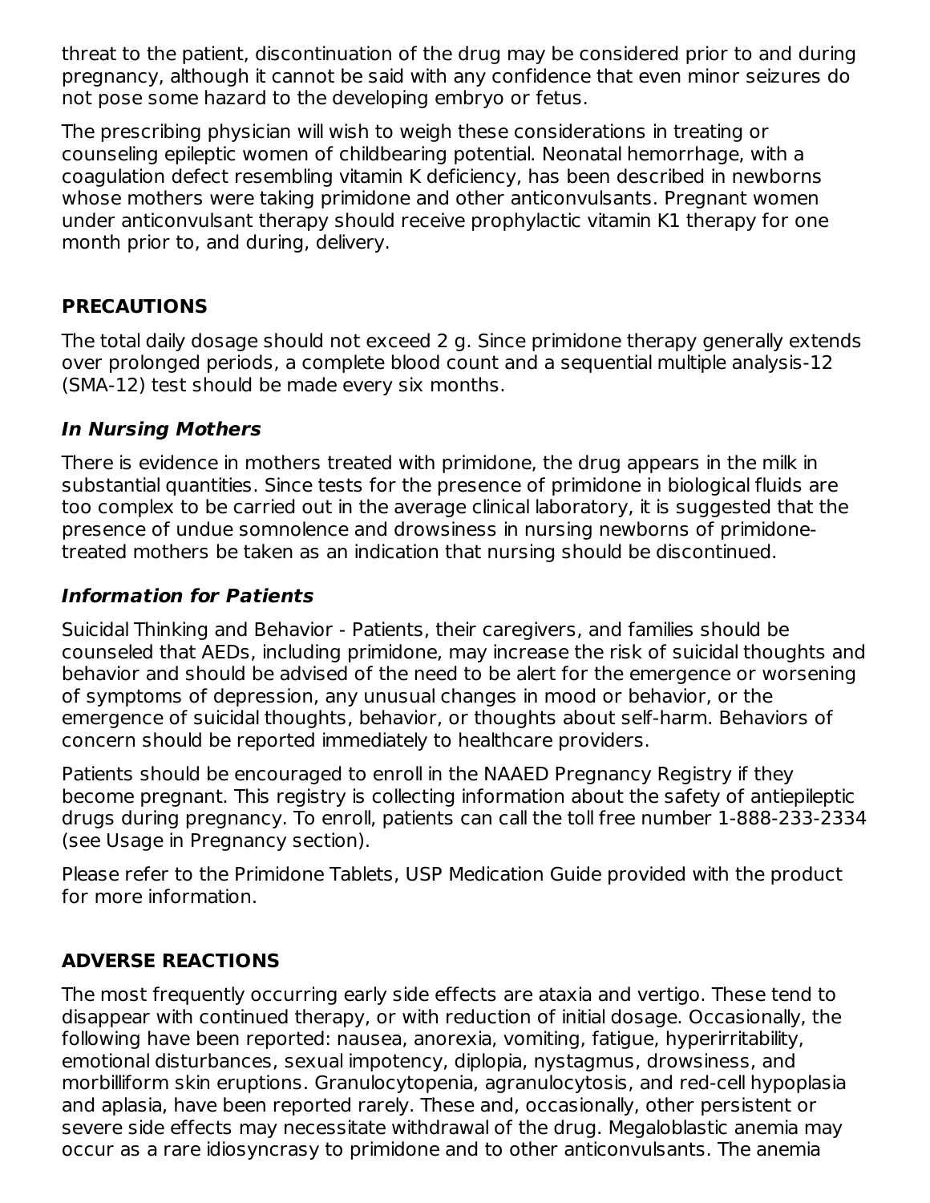threat to the patient, discontinuation of the drug may be considered prior to and during pregnancy, although it cannot be said with any confidence that even minor seizures do not pose some hazard to the developing embryo or fetus.

The prescribing physician will wish to weigh these considerations in treating or counseling epileptic women of childbearing potential. Neonatal hemorrhage, with a coagulation defect resembling vitamin K deficiency, has been described in newborns whose mothers were taking primidone and other anticonvulsants. Pregnant women under anticonvulsant therapy should receive prophylactic vitamin K1 therapy for one month prior to, and during, delivery.

## PRECAUTIONS

The total daily dosage should not exceed 2 g. Since primidone therapy generally extends over prolonged periods, a complete blood count and a sequential multiple analysis-12 (SMA-12) test should be made every six months.

### *In Nursing Mothers*

There is evidence in mothers treated with primidone, the drug appears in the milk in substantial quantities. Since tests for the presence of primidone in biological fluids are too complex to be carried out in the average clinical laboratory, it is suggested that the presence of undue somnolence and drowsiness in nursing newborns of primidone-treated mothers be taken as an indication that nursing should be discontinued.

### *Information for Patients*

Suicidal Thinking and Behavior - Patients, their caregivers, and families should be counseled that AEDs, including primidone, may increase the risk of suicidal thoughts and behavior and should be advised of the need to be alert for the emergence or worsening of symptoms of depression, any unusual changes in mood or behavior, or the emergence of suicidal thoughts, behavior, or thoughts about self-harm. Behaviors of concern should be reported immediately to healthcare providers.

Patients should be encouraged to enroll in the NAAED Pregnancy Registry if they become pregnant. This registry is collecting information about the safety of antiepileptic drugs during pregnancy. To enroll, patients can call the toll free number 1-888-233-2334 (see Usage in Pregnancy section).

Please refer to the Primidone Tablets, USP Medication Guide provided with the product for more information.

## ADVERSE REACTIONS

The most frequently occurring early side effects are ataxia and vertigo. These tend to disappear with continued therapy, or with reduction of initial dosage. Occasionally, the following have been reported: nausea, anorexia, vomiting, fatigue, hyperirritability, emotional disturbances, sexual impotency, diplopia, nystagmus, drowsiness, and morbilliform skin eruptions. Granulocytopenia, agranulocytosis, and red-cell hypoplasia and aplasia, have been reported rarely. These and, occasionally, other persistent or severe side effects may necessitate withdrawal of the drug. Megaloblastic anemia may occur as a rare idiosyncrasy to primidone and to other anticonvulsants. The anemia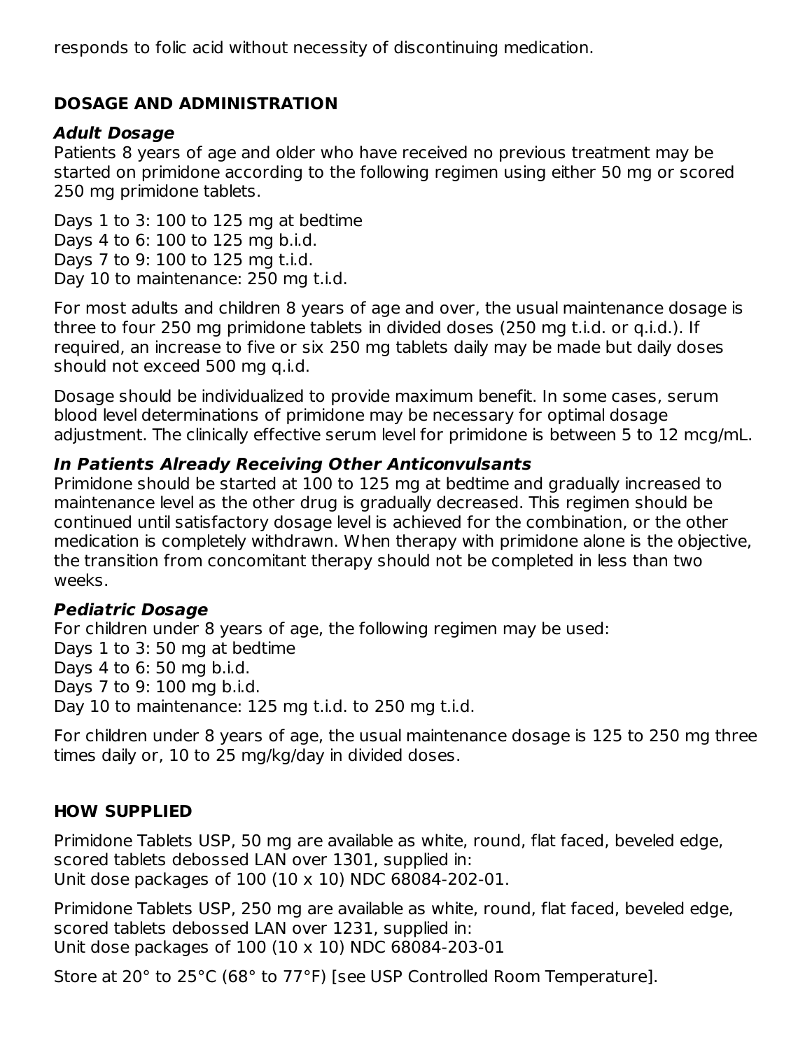responds to folic acid without necessity of discontinuing medication.

## DOSAGE AND ADMINISTRATION

### *Adult Dosage*

Patients 8 years of age and older who have received no previous treatment may be started on primidone according to the following regimen using either 50 mg or scored 250 mg primidone tablets.

Days 1 to 3: 100 to 125 mg at bedtime
Days 4 to 6: 100 to 125 mg b.i.d.
Days 7 to 9: 100 to 125 mg t.i.d.
Day 10 to maintenance: 250 mg t.i.d.

For most adults and children 8 years of age and over, the usual maintenance dosage is three to four 250 mg primidone tablets in divided doses (250 mg t.i.d. or q.i.d.). If required, an increase to five or six 250 mg tablets daily may be made but daily doses should not exceed 500 mg q.i.d.

Dosage should be individualized to provide maximum benefit. In some cases, serum blood level determinations of primidone may be necessary for optimal dosage adjustment. The clinically effective serum level for primidone is between 5 to 12 mcg/mL.

### *In Patients Already Receiving Other Anticonvulsants*

Primidone should be started at 100 to 125 mg at bedtime and gradually increased to maintenance level as the other drug is gradually decreased. This regimen should be continued until satisfactory dosage level is achieved for the combination, or the other medication is completely withdrawn. When therapy with primidone alone is the objective, the transition from concomitant therapy should not be completed in less than two weeks.

### *Pediatric Dosage*

For children under 8 years of age, the following regimen may be used:
Days 1 to 3: 50 mg at bedtime
Days 4 to 6: 50 mg b.i.d.
Days 7 to 9: 100 mg b.i.d.
Day 10 to maintenance: 125 mg t.i.d. to 250 mg t.i.d.

For children under 8 years of age, the usual maintenance dosage is 125 to 250 mg three times daily or, 10 to 25 mg/kg/day in divided doses.

## HOW SUPPLIED

Primidone Tablets USP, 50 mg are available as white, round, flat faced, beveled edge, scored tablets debossed LAN over 1301, supplied in:
Unit dose packages of 100 (10 x 10) NDC 68084-202-01.

Primidone Tablets USP, 250 mg are available as white, round, flat faced, beveled edge, scored tablets debossed LAN over 1231, supplied in:
Unit dose packages of 100 (10 x 10) NDC 68084-203-01

Store at 20° to 25°C (68° to 77°F) [see USP Controlled Room Temperature].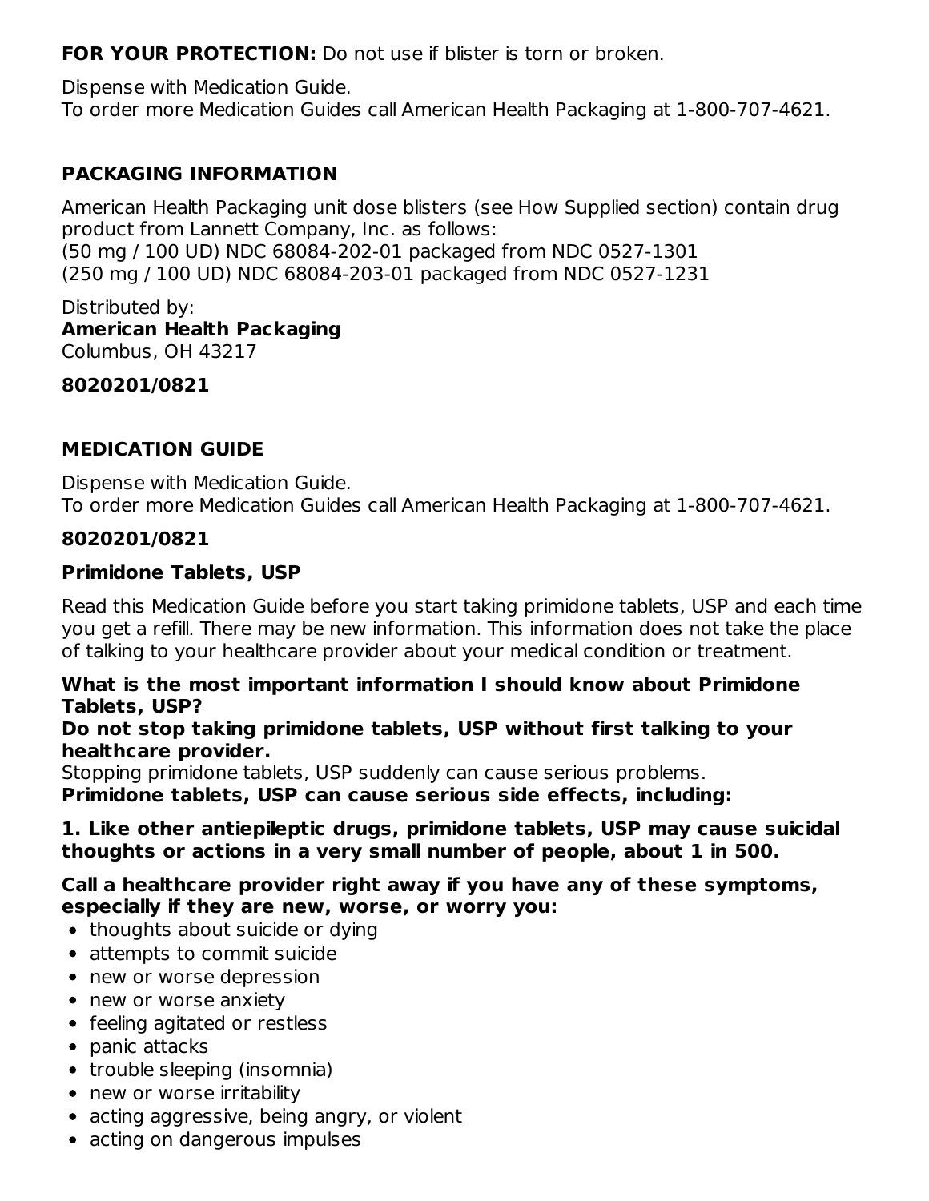**FOR YOUR PROTECTION:** Do not use if blister is torn or broken.

Dispense with Medication Guide.
To order more Medication Guides call American Health Packaging at 1-800-707-4621.

## PACKAGING INFORMATION

American Health Packaging unit dose blisters (see How Supplied section) contain drug product from Lannett Company, Inc. as follows:
(50 mg / 100 UD) NDC 68084-202-01 packaged from NDC 0527-1301
(250 mg / 100 UD) NDC 68084-203-01 packaged from NDC 0527-1231

Distributed by:
**American Health Packaging**
Columbus, OH 43217

**8020201/0821**

## MEDICATION GUIDE

Dispense with Medication Guide.
To order more Medication Guides call American Health Packaging at 1-800-707-4621.

**8020201/0821**

### Primidone Tablets, USP

Read this Medication Guide before you start taking primidone tablets, USP and each time you get a refill. There may be new information. This information does not take the place of talking to your healthcare provider about your medical condition or treatment.

**What is the most important information I should know about Primidone Tablets, USP?**

**Do not stop taking primidone tablets, USP without first talking to your healthcare provider.**

Stopping primidone tablets, USP suddenly can cause serious problems.

**Primidone tablets, USP can cause serious side effects, including:**

**1. Like other antiepileptic drugs, primidone tablets, USP may cause suicidal thoughts or actions in a very small number of people, about 1 in 500.**

**Call a healthcare provider right away if you have any of these symptoms, especially if they are new, worse, or worry you:**

- thoughts about suicide or dying
- attempts to commit suicide
- new or worse depression
- new or worse anxiety
- feeling agitated or restless
- panic attacks
- trouble sleeping (insomnia)
- new or worse irritability
- acting aggressive, being angry, or violent
- acting on dangerous impulses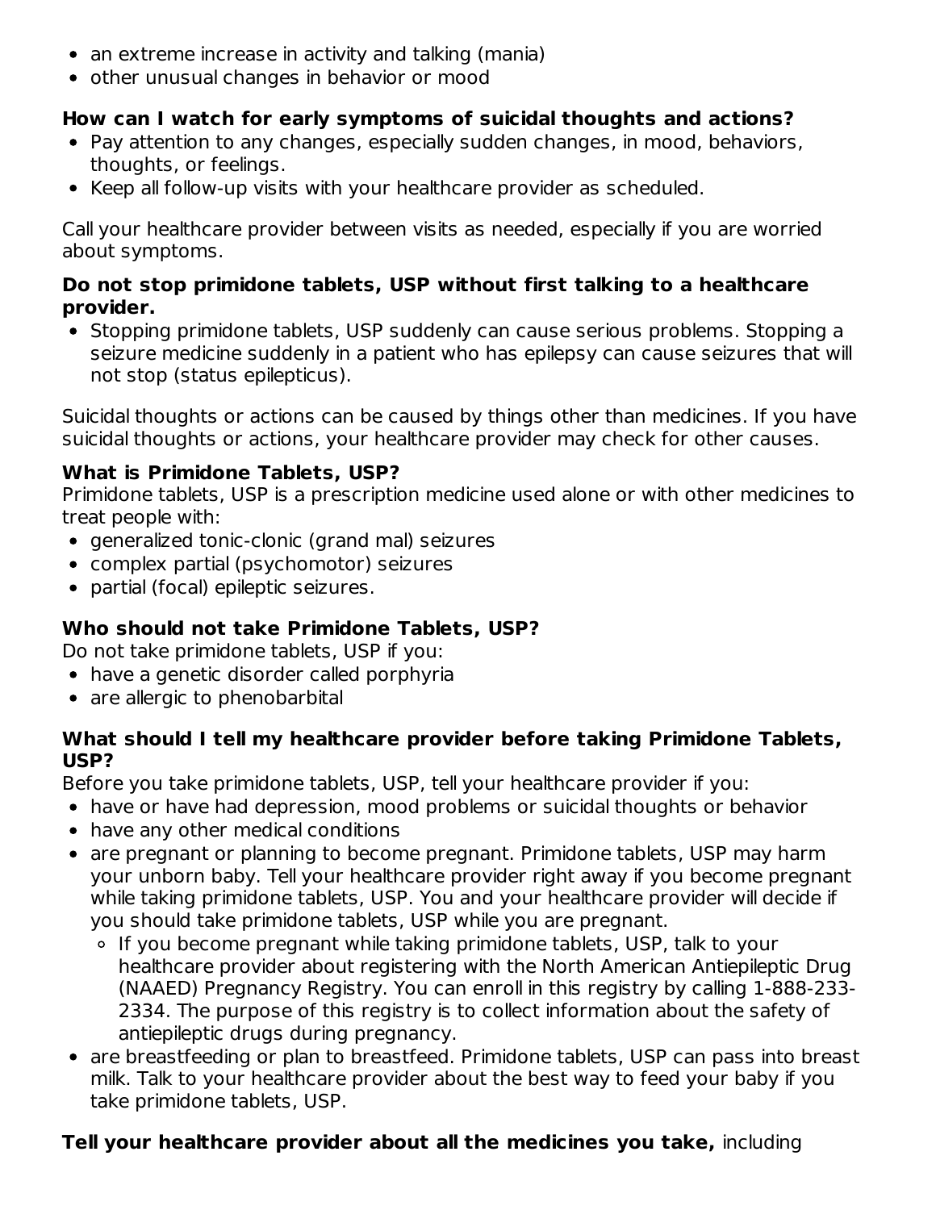- an extreme increase in activity and talking (mania)
- other unusual changes in behavior or mood

**How can I watch for early symptoms of suicidal thoughts and actions?**

- Pay attention to any changes, especially sudden changes, in mood, behaviors, thoughts, or feelings.
- Keep all follow-up visits with your healthcare provider as scheduled.

Call your healthcare provider between visits as needed, especially if you are worried about symptoms.

**Do not stop primidone tablets, USP without first talking to a healthcare provider.**

- Stopping primidone tablets, USP suddenly can cause serious problems. Stopping a seizure medicine suddenly in a patient who has epilepsy can cause seizures that will not stop (status epilepticus).

Suicidal thoughts or actions can be caused by things other than medicines. If you have suicidal thoughts or actions, your healthcare provider may check for other causes.

**What is Primidone Tablets, USP?**

Primidone tablets, USP is a prescription medicine used alone or with other medicines to treat people with:

- generalized tonic-clonic (grand mal) seizures
- complex partial (psychomotor) seizures
- partial (focal) epileptic seizures.

**Who should not take Primidone Tablets, USP?**

Do not take primidone tablets, USP if you:

- have a genetic disorder called porphyria
- are allergic to phenobarbital

**What should I tell my healthcare provider before taking Primidone Tablets, USP?**

Before you take primidone tablets, USP, tell your healthcare provider if you:

- have or have had depression, mood problems or suicidal thoughts or behavior
- have any other medical conditions
- are pregnant or planning to become pregnant. Primidone tablets, USP may harm your unborn baby. Tell your healthcare provider right away if you become pregnant while taking primidone tablets, USP. You and your healthcare provider will decide if you should take primidone tablets, USP while you are pregnant.
  - If you become pregnant while taking primidone tablets, USP, talk to your healthcare provider about registering with the North American Antiepileptic Drug (NAAED) Pregnancy Registry. You can enroll in this registry by calling 1-888-233-2334. The purpose of this registry is to collect information about the safety of antiepileptic drugs during pregnancy.
- are breastfeeding or plan to breastfeed. Primidone tablets, USP can pass into breast milk. Talk to your healthcare provider about the best way to feed your baby if you take primidone tablets, USP.

**Tell your healthcare provider about all the medicines you take,** including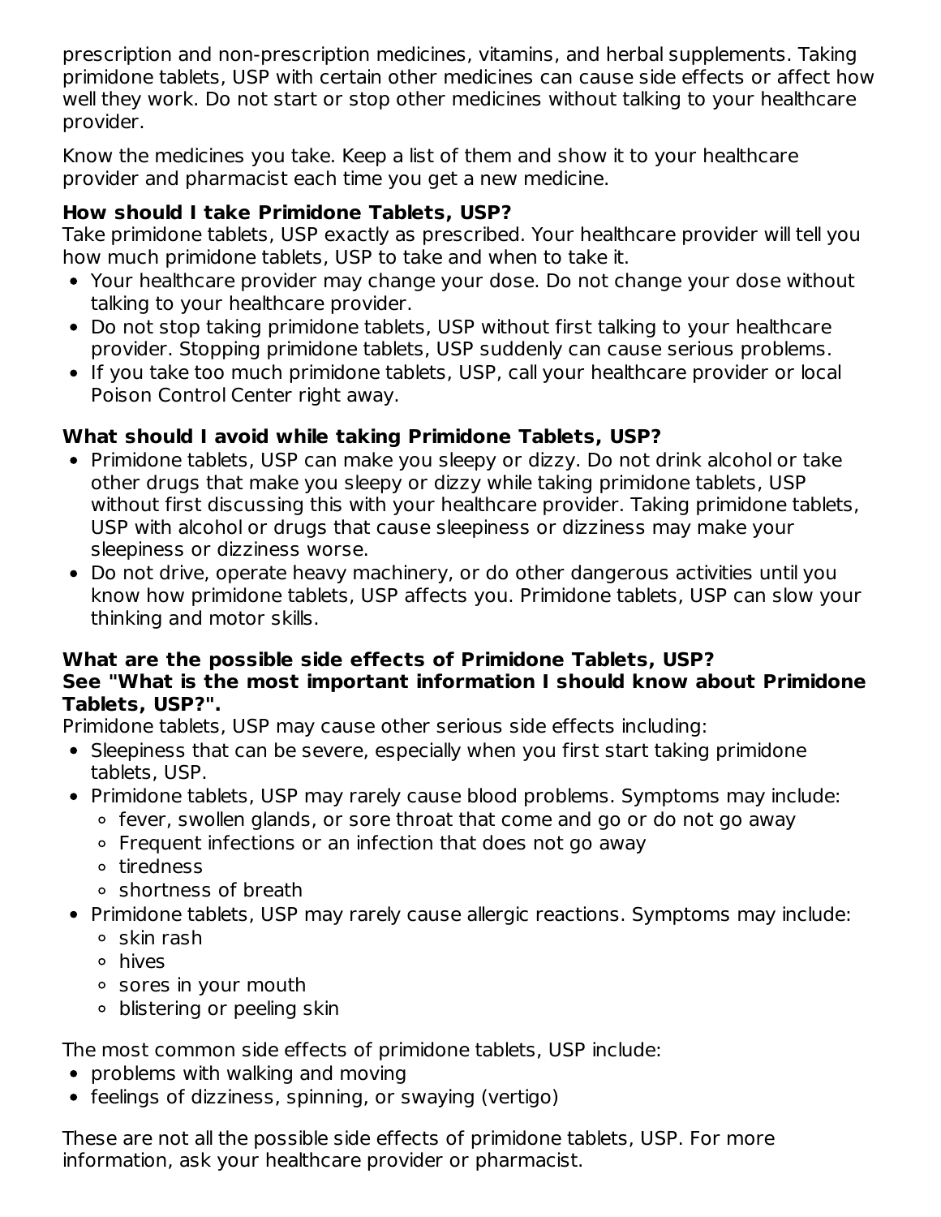prescription and non-prescription medicines, vitamins, and herbal supplements. Taking primidone tablets, USP with certain other medicines can cause side effects or affect how well they work. Do not start or stop other medicines without talking to your healthcare provider.

Know the medicines you take. Keep a list of them and show it to your healthcare provider and pharmacist each time you get a new medicine.

**How should I take Primidone Tablets, USP?**

Take primidone tablets, USP exactly as prescribed. Your healthcare provider will tell you how much primidone tablets, USP to take and when to take it.

- Your healthcare provider may change your dose. Do not change your dose without talking to your healthcare provider.
- Do not stop taking primidone tablets, USP without first talking to your healthcare provider. Stopping primidone tablets, USP suddenly can cause serious problems.
- If you take too much primidone tablets, USP, call your healthcare provider or local Poison Control Center right away.

**What should I avoid while taking Primidone Tablets, USP?**

- Primidone tablets, USP can make you sleepy or dizzy. Do not drink alcohol or take other drugs that make you sleepy or dizzy while taking primidone tablets, USP without first discussing this with your healthcare provider. Taking primidone tablets, USP with alcohol or drugs that cause sleepiness or dizziness may make your sleepiness or dizziness worse.
- Do not drive, operate heavy machinery, or do other dangerous activities until you know how primidone tablets, USP affects you. Primidone tablets, USP can slow your thinking and motor skills.

**What are the possible side effects of Primidone Tablets, USP?**
**See "What is the most important information I should know about Primidone Tablets, USP?".**

Primidone tablets, USP may cause other serious side effects including:

- Sleepiness that can be severe, especially when you first start taking primidone tablets, USP.
- Primidone tablets, USP may rarely cause blood problems. Symptoms may include:
  - fever, swollen glands, or sore throat that come and go or do not go away
  - Frequent infections or an infection that does not go away
  - tiredness
  - shortness of breath
- Primidone tablets, USP may rarely cause allergic reactions. Symptoms may include:
  - skin rash
  - hives
  - sores in your mouth
  - blistering or peeling skin

The most common side effects of primidone tablets, USP include:

- problems with walking and moving
- feelings of dizziness, spinning, or swaying (vertigo)

These are not all the possible side effects of primidone tablets, USP. For more information, ask your healthcare provider or pharmacist.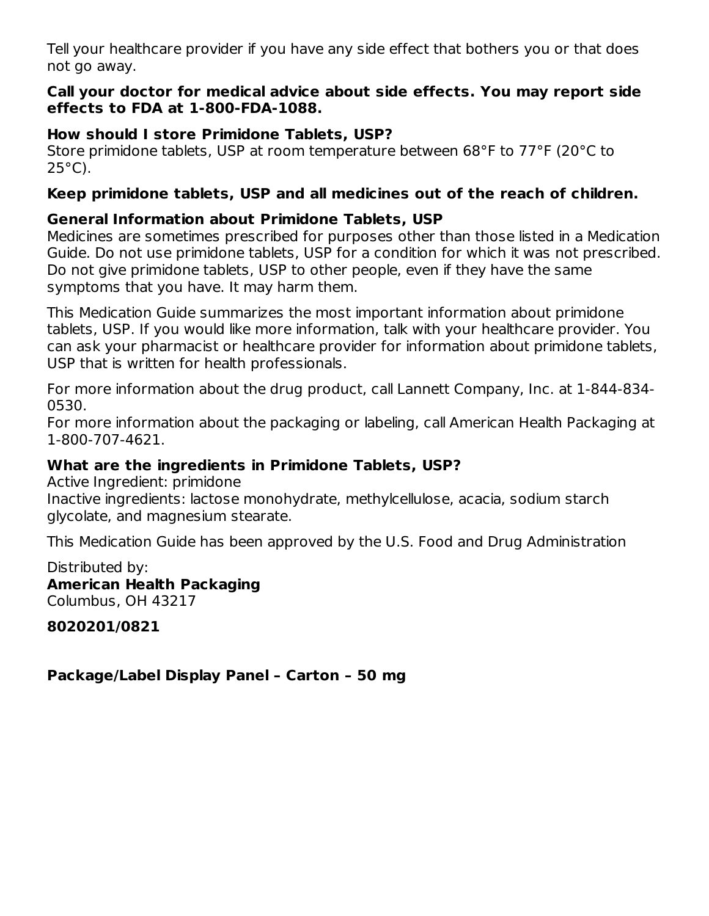Tell your healthcare provider if you have any side effect that bothers you or that does not go away.

**Call your doctor for medical advice about side effects. You may report side effects to FDA at 1-800-FDA-1088.**

**How should I store Primidone Tablets, USP?**

Store primidone tablets, USP at room temperature between 68°F to 77°F (20°C to 25°C).

**Keep primidone tablets, USP and all medicines out of the reach of children.**

**General Information about Primidone Tablets, USP**

Medicines are sometimes prescribed for purposes other than those listed in a Medication Guide. Do not use primidone tablets, USP for a condition for which it was not prescribed. Do not give primidone tablets, USP to other people, even if they have the same symptoms that you have. It may harm them.

This Medication Guide summarizes the most important information about primidone tablets, USP. If you would like more information, talk with your healthcare provider. You can ask your pharmacist or healthcare provider for information about primidone tablets, USP that is written for health professionals.

For more information about the drug product, call Lannett Company, Inc. at 1-844-834-0530.

For more information about the packaging or labeling, call American Health Packaging at 1-800-707-4621.

**What are the ingredients in Primidone Tablets, USP?**

Active Ingredient: primidone

Inactive ingredients: lactose monohydrate, methylcellulose, acacia, sodium starch glycolate, and magnesium stearate.

This Medication Guide has been approved by the U.S. Food and Drug Administration

Distributed by:

**American Health Packaging**

Columbus, OH 43217

**8020201/0821**

**Package/Label Display Panel – Carton – 50 mg**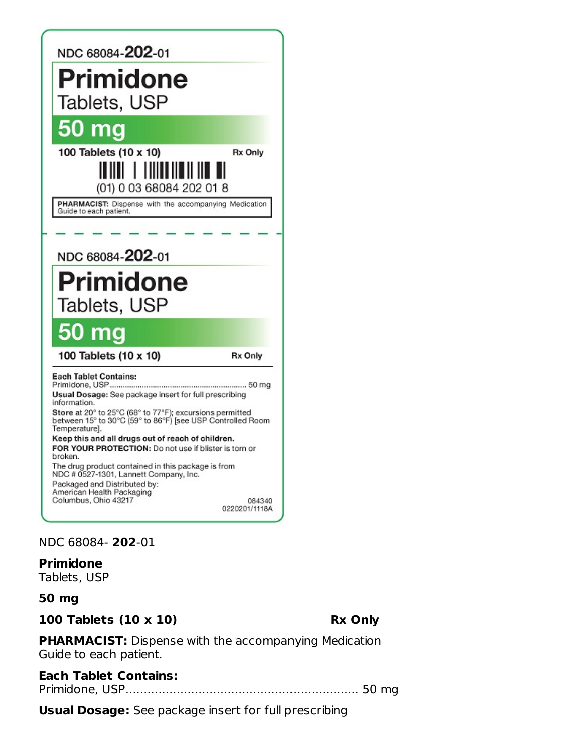NDC 68084-**202**-01

# Primidone

Tablets, USP

## 50 mg

**100 Tablets (10 x 10)** **Rx Only**

(01) 0 03 68084 202 01 8

**PHARMACIST:** Dispense with the accompanying Medication Guide to each patient.

---

NDC 68084-**202**-01

# Primidone

Tablets, USP

## 50 mg

**100 Tablets (10 x 10)** **Rx Only**

**Each Tablet Contains:**
Primidone, USP................................................................ 50 mg

**Usual Dosage:** See package insert for full prescribing information.

**Store** at 20° to 25°C (68° to 77°F); excursions permitted between 15° to 30°C (59° to 86°F) [see USP Controlled Room Temperature].

**Keep this and all drugs out of reach of children.**

**FOR YOUR PROTECTION:** Do not use if blister is torn or broken.

The drug product contained in this package is from NDC # 0527-1301, Lannett Company, Inc.

Packaged and Distributed by:
American Health Packaging
Columbus, Ohio 43217

084340
0220201/1118A

NDC 68084- **202**-01

**Primidone**
Tablets, USP

**50 mg**

**100 Tablets (10 x 10)** **Rx Only**

**PHARMACIST:** Dispense with the accompanying Medication Guide to each patient.

**Each Tablet Contains:**
Primidone, USP............................................................... 50 mg

**Usual Dosage:** See package insert for full prescribing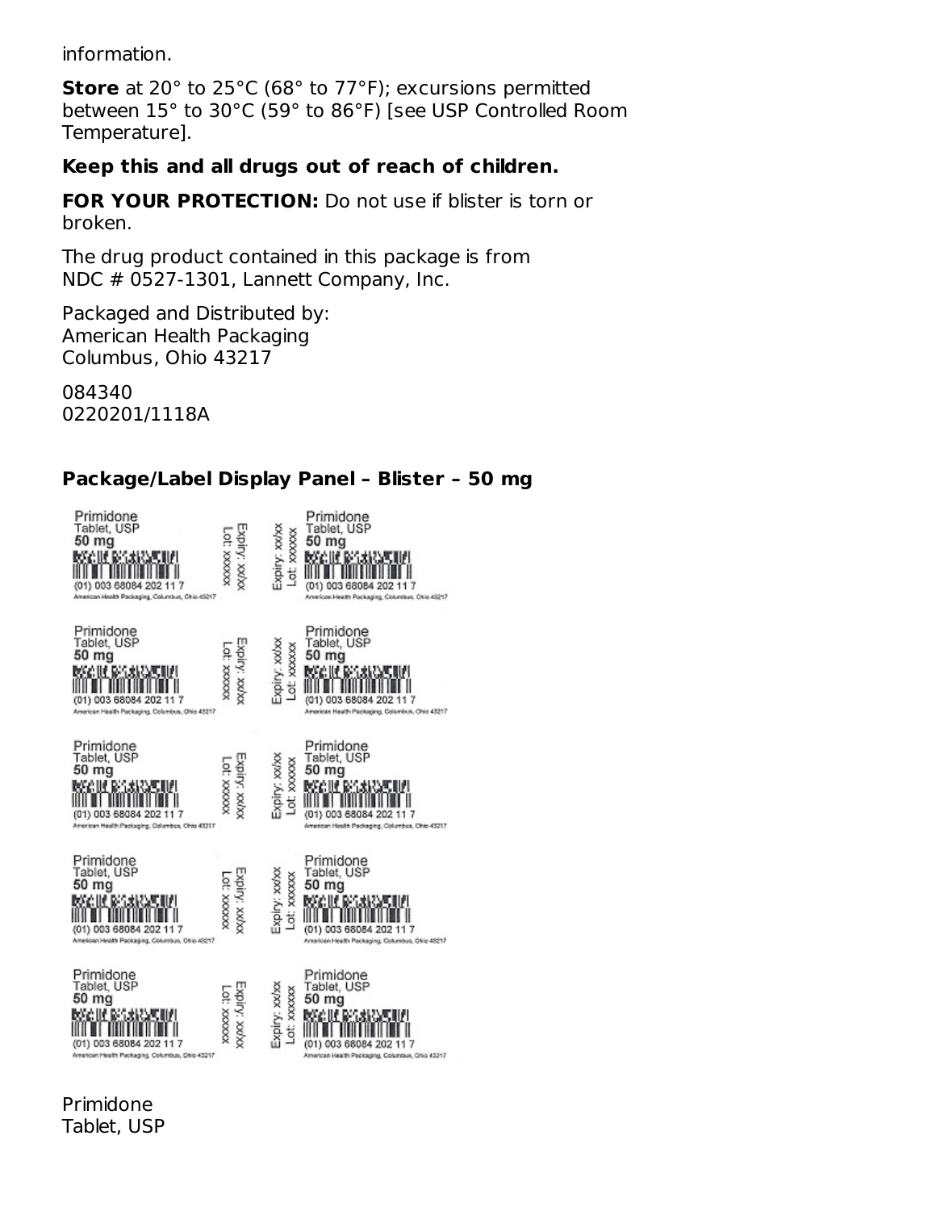information.

**Store** at 20° to 25°C (68° to 77°F); excursions permitted between 15° to 30°C (59° to 86°F) [see USP Controlled Room Temperature].

**Keep this and all drugs out of reach of children.**

**FOR YOUR PROTECTION:** Do not use if blister is torn or broken.

The drug product contained in this package is from NDC # 0527-1301, Lannett Company, Inc.

Packaged and Distributed by:
American Health Packaging
Columbus, Ohio 43217

084340
0220201/1118A

## Package/Label Display Panel – Blister – 50 mg

Primidone
Tablet, USP
50 mg
(01) 003 68084 202 11 7
American Health Packaging, Columbus, Ohio 43217
Expiry: xx/xx
Lot: xxxxxx

Primidone
Tablet, USP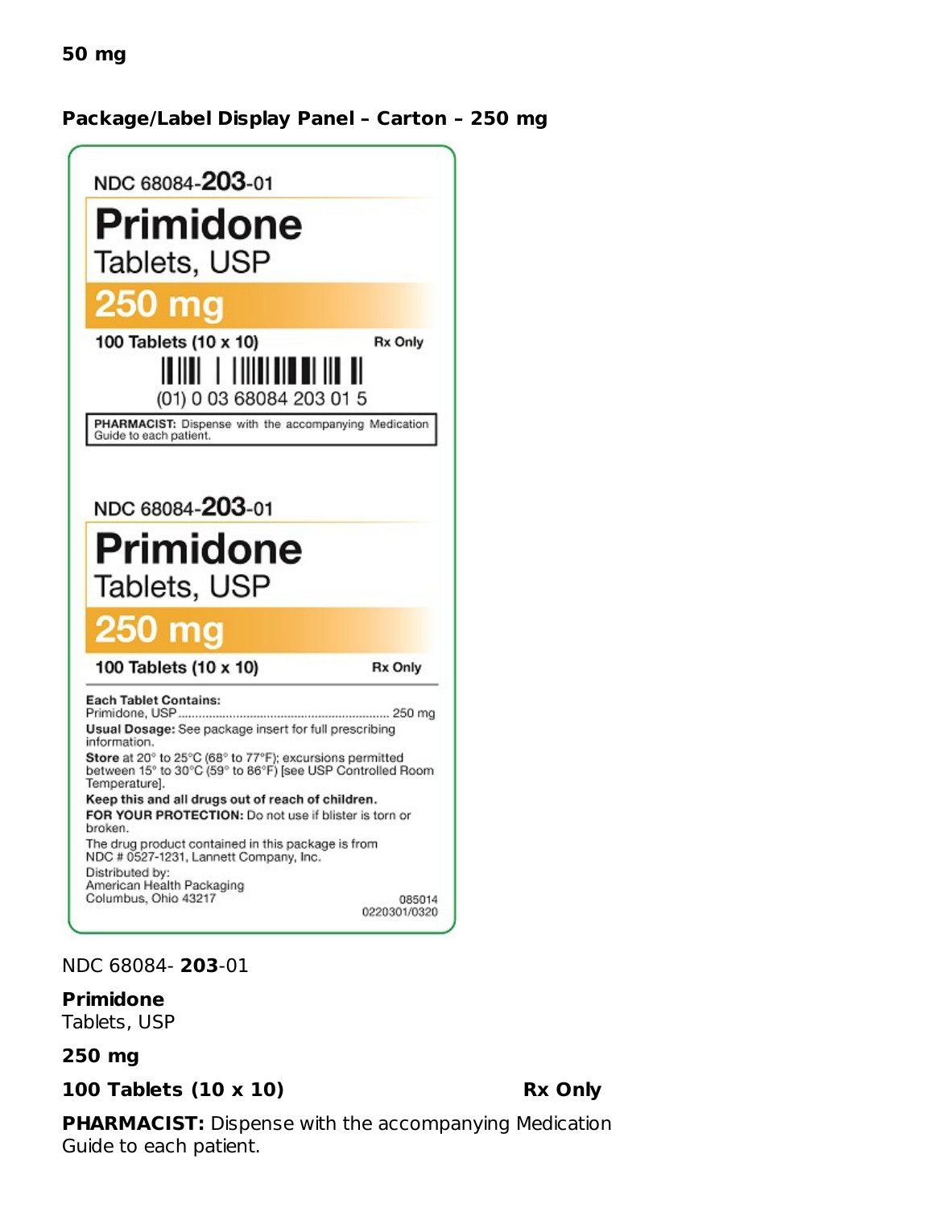**50 mg**

**Package/Label Display Panel – Carton – 250 mg**

NDC 68084-**203**-01

**Primidone**
Tablets, USP

**250 mg**

**100 Tablets (10 x 10)** **Rx Only**

(01) 0 03 68084 203 01 5

**PHARMACIST:** Dispense with the accompanying Medication Guide to each patient.

NDC 68084-**203**-01

**Primidone**
Tablets, USP

**250 mg**

**100 Tablets (10 x 10)** **Rx Only**

**Each Tablet Contains:**
Primidone, USP ........................................................ 250 mg

**Usual Dosage:** See package insert for full prescribing information.

**Store** at 20° to 25°C (68° to 77°F); excursions permitted between 15° to 30°C (59° to 86°F) [see USP Controlled Room Temperature].

**Keep this and all drugs out of reach of children.**

**FOR YOUR PROTECTION:** Do not use if blister is torn or broken.

The drug product contained in this package is from NDC # 0527-1231, Lannett Company, Inc.

Distributed by:
American Health Packaging
Columbus, Ohio 43217

085014
0220301/0320

NDC 68084- **203**-01

**Primidone**
Tablets, USP

**250 mg**

**100 Tablets (10 x 10)** **Rx Only**

**PHARMACIST:** Dispense with the accompanying Medication Guide to each patient.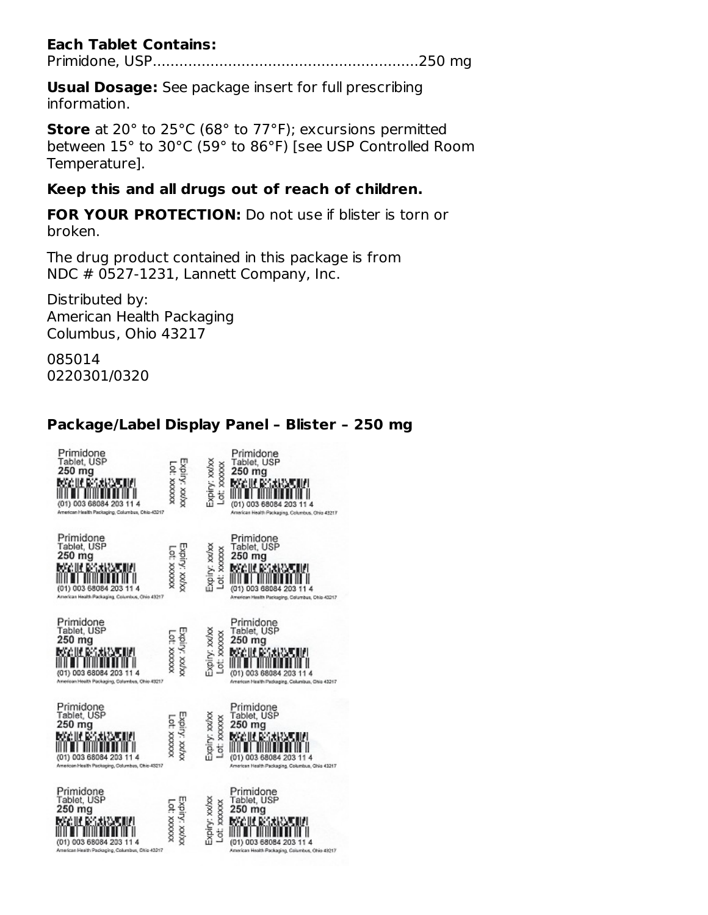**Each Tablet Contains:**
Primidone, USP............................................................250 mg

**Usual Dosage:** See package insert for full prescribing information.

**Store** at 20° to 25°C (68° to 77°F); excursions permitted between 15° to 30°C (59° to 86°F) [see USP Controlled Room Temperature].

**Keep this and all drugs out of reach of children.**

**FOR YOUR PROTECTION:** Do not use if blister is torn or broken.

The drug product contained in this package is from NDC # 0527-1231, Lannett Company, Inc.

Distributed by:
American Health Packaging
Columbus, Ohio 43217

085014
0220301/0320

## Package/Label Display Panel – Blister – 250 mg

Primidone
Tablet, USP
250 mg
(01) 003 68084 203 11 4
American Health Packaging, Columbus, Ohio 43217
Expiry: xx/xx
Lot: xxxxxx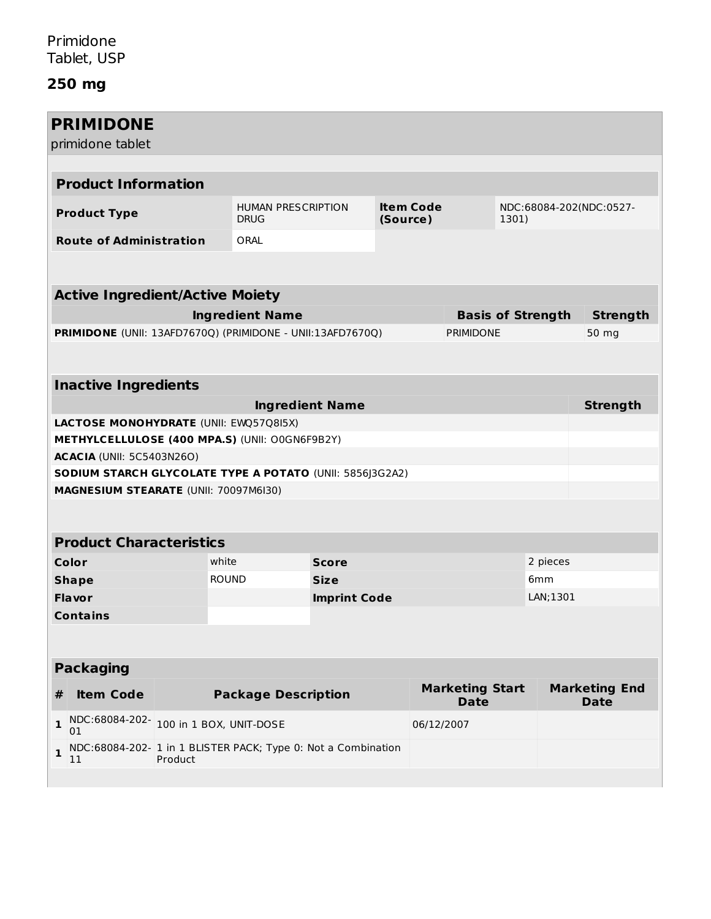Primidone
Tablet, USP

**250 mg**

## PRIMIDONE

primidone tablet

| **Product Information** | | | |
|---|---|---|---|
| **Product Type** | HUMAN PRESCRIPTION DRUG | **Item Code (Source)** | NDC:68084-202(NDC:0527-1301) |
| **Route of Administration** | ORAL | | |

| **Active Ingredient/Active Moiety** | | |
|---|---|---|
| **Ingredient Name** | **Basis of Strength** | **Strength** |
| **PRIMIDONE** (UNII: 13AFD7670Q) (PRIMIDONE - UNII:13AFD7670Q) | PRIMIDONE | 50 mg |

| **Inactive Ingredients** | |
|---|---|
| **Ingredient Name** | **Strength** |
| **LACTOSE MONOHYDRATE** (UNII: EWQ57Q8I5X) | |
| **METHYLCELLULOSE (400 MPA.S)** (UNII: O0GN6F9B2Y) | |
| **ACACIA** (UNII: 5C5403N26O) | |
| **SODIUM STARCH GLYCOLATE TYPE A POTATO** (UNII: 5856J3G2A2) | |
| **MAGNESIUM STEARATE** (UNII: 70097M6I30) | |

| **Product Characteristics** | | | |
|---|---|---|---|
| **Color** | white | **Score** | 2 pieces |
| **Shape** | ROUND | **Size** | 6mm |
| **Flavor** | | **Imprint Code** | LAN;1301 |
| **Contains** | | | |

| **Packaging** | | | | |
|---|---|---|---|---|
| **#** | **Item Code** | **Package Description** | **Marketing Start Date** | **Marketing End Date** |
| **1** | NDC:68084-202-01 | 100 in 1 BOX, UNIT-DOSE | 06/12/2007 | |
| **1** | NDC:68084-202-11 | 1 in 1 BLISTER PACK; Type 0: Not a Combination Product | | |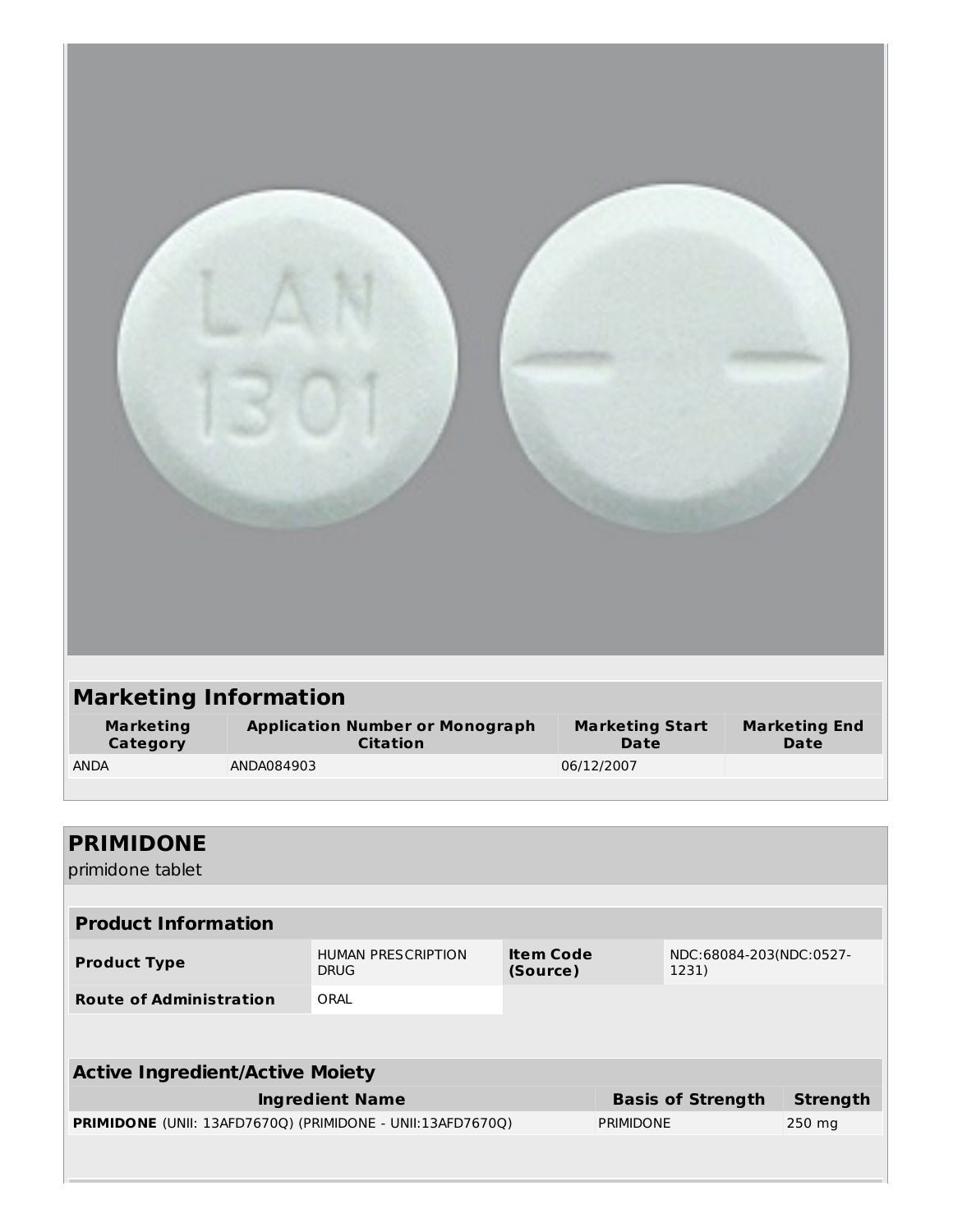## Marketing Information

| Marketing Category | Application Number or Monograph Citation | Marketing Start Date | Marketing End Date |
|---|---|---|---|
| ANDA | ANDA084903 | 06/12/2007 | |

## PRIMIDONE

primidone tablet

### Product Information

| | | | |
|---|---|---|---|
| **Product Type** | HUMAN PRESCRIPTION DRUG | **Item Code (Source)** | NDC:68084-203(NDC:0527-1231) |
| **Route of Administration** | ORAL | | |

### Active Ingredient/Active Moiety

| Ingredient Name | Basis of Strength | Strength |
|---|---|---|
| **PRIMIDONE** (UNII: 13AFD7670Q) (PRIMIDONE - UNII:13AFD7670Q) | PRIMIDONE | 250 mg |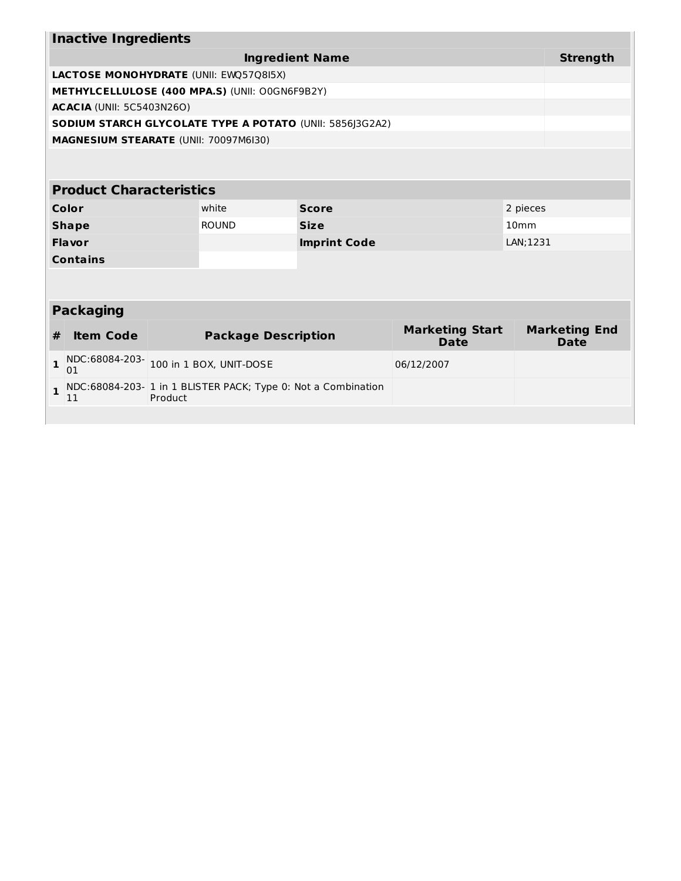## Inactive Ingredients

| Ingredient Name | Strength |
|---|---|
| **LACTOSE MONOHYDRATE** (UNII: EWQ57Q8I5X) | |
| **METHYLCELLULOSE (400 MPA.S)** (UNII: O0GN6F9B2Y) | |
| **ACACIA** (UNII: 5C5403N26O) | |
| **SODIUM STARCH GLYCOLATE TYPE A POTATO** (UNII: 5856J3G2A2) | |
| **MAGNESIUM STEARATE** (UNII: 70097M6I30) | |

## Product Characteristics

| | | | |
|---|---|---|---|
| **Color** | white | **Score** | 2 pieces |
| **Shape** | ROUND | **Size** | 10mm |
| **Flavor** | | **Imprint Code** | LAN;1231 |
| **Contains** | | | |

## Packaging

| # | Item Code | Package Description | Marketing Start Date | Marketing End Date |
|---|---|---|---|---|
| 1 | NDC:68084-203-01 | 100 in 1 BOX, UNIT-DOSE | 06/12/2007 | |
| 1 | NDC:68084-203-11 | 1 in 1 BLISTER PACK; Type 0: Not a Combination Product | | |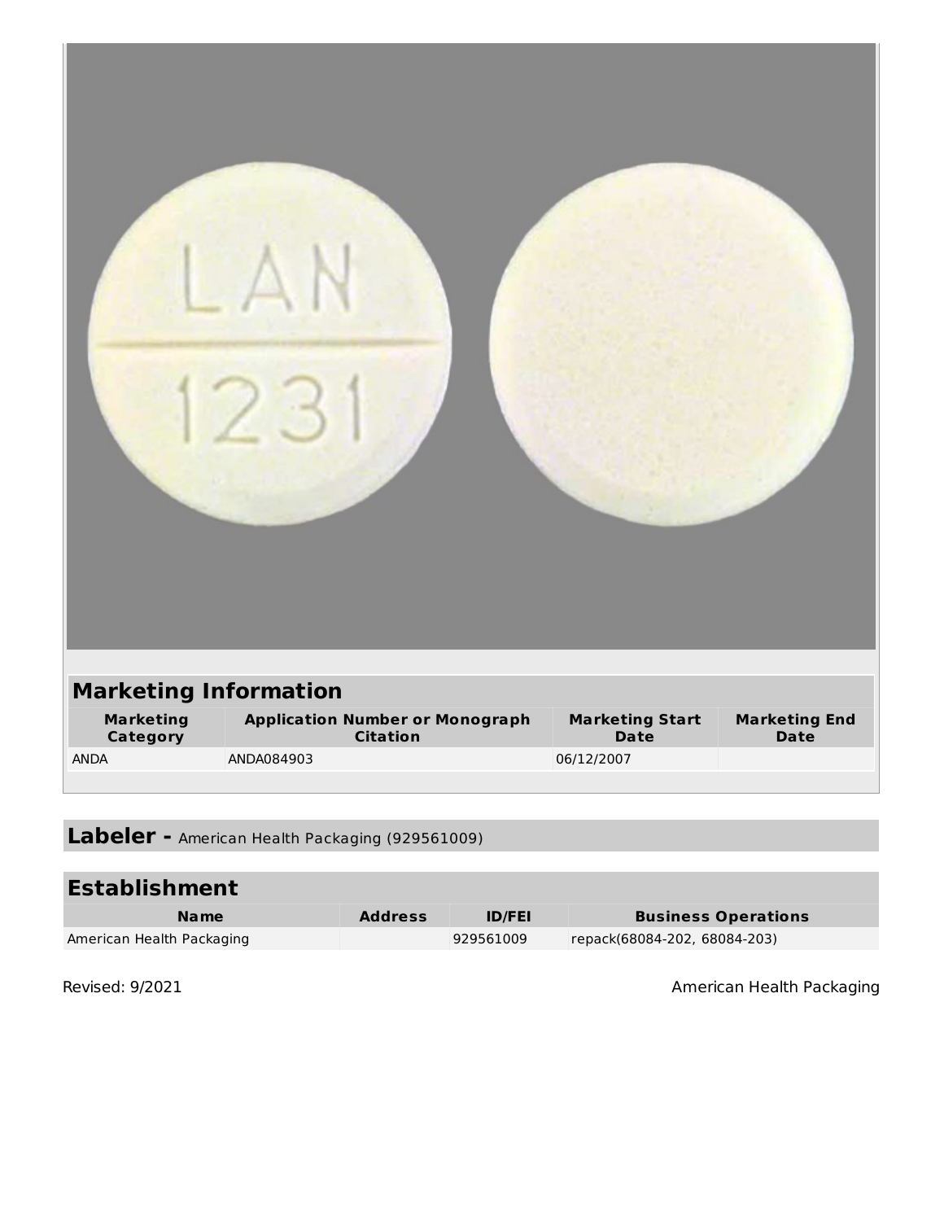## Marketing Information

| Marketing Category | Application Number or Monograph Citation | Marketing Start Date | Marketing End Date |
|---|---|---|---|
| ANDA | ANDA084903 | 06/12/2007 | |

## Labeler - American Health Packaging (929561009)

## Establishment

| Name | Address | ID/FEI | Business Operations |
|---|---|---|---|
| American Health Packaging | | 929561009 | repack(68084-202, 68084-203) |

Revised: 9/2021

American Health Packaging